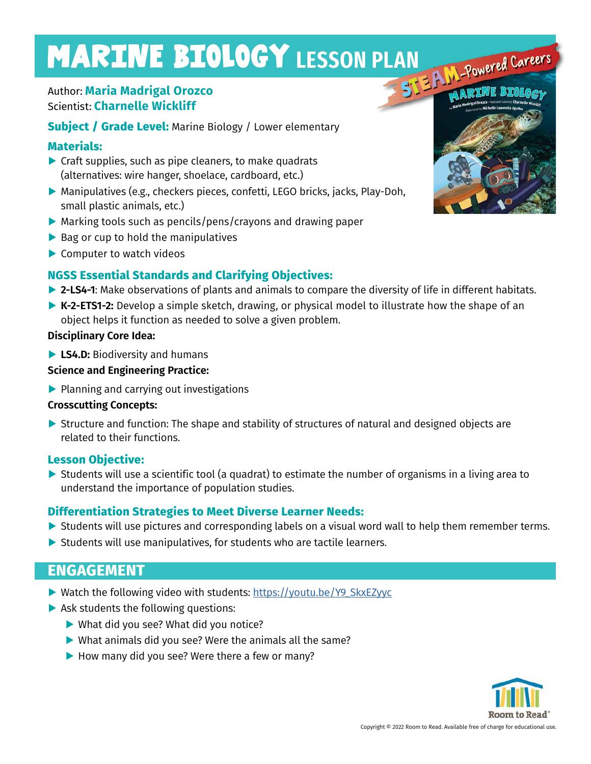# MARINE BIOLOGY LESSON PLAN

Author: **Maria Madrigal Orozco**
Scientist: **Charnelle Wickliff**

**Subject / Grade Level:** Marine Biology / Lower elementary

### Materials:

- Craft supplies, such as pipe cleaners, to make quadrats (alternatives: wire hanger, shoelace, cardboard, etc.)
- Manipulatives (e.g., checkers pieces, confetti, LEGO bricks, jacks, Play-Doh, small plastic animals, etc.)
- Marking tools such as pencils/pens/crayons and drawing paper
- Bag or cup to hold the manipulatives
- Computer to watch videos

### NGSS Essential Standards and Clarifying Objectives:

- **2-LS4-1**: Make observations of plants and animals to compare the diversity of life in different habitats.
- **K-2-ETS1-2:** Develop a simple sketch, drawing, or physical model to illustrate how the shape of an object helps it function as needed to solve a given problem.

**Disciplinary Core Idea:**

- **LS4.D:** Biodiversity and humans

**Science and Engineering Practice:**

- Planning and carrying out investigations

**Crosscutting Concepts:**

- Structure and function: The shape and stability of structures of natural and designed objects are related to their functions.

### Lesson Objective:

- Students will use a scientific tool (a quadrat) to estimate the number of organisms in a living area to understand the importance of population studies.

### Differentiation Strategies to Meet Diverse Learner Needs:

- Students will use pictures and corresponding labels on a visual word wall to help them remember terms.
- Students will use manipulatives, for students who are tactile learners.

## ENGAGEMENT

- Watch the following video with students: https://youtu.be/Y9_SkxEZyyc
- Ask students the following questions:
  - What did you see? What did you notice?
  - What animals did you see? Were the animals all the same?
  - How many did you see? Were there a few or many?

Copyright © 2022 Room to Read. Available free of charge for educational use.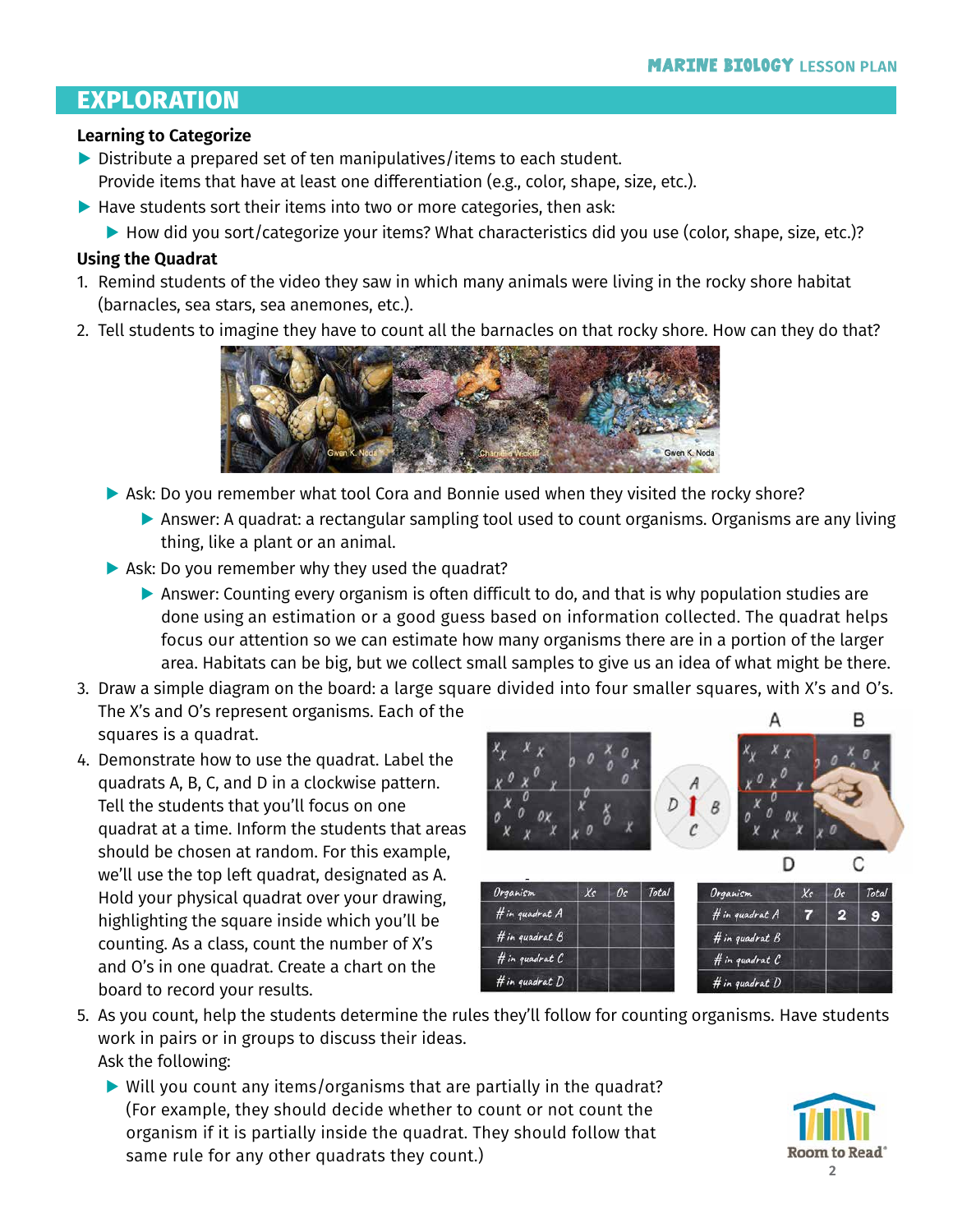## EXPLORATION

**Learning to Categorize**

- Distribute a prepared set of ten manipulatives/items to each student. Provide items that have at least one differentiation (e.g., color, shape, size, etc.).
- Have students sort their items into two or more categories, then ask:
  - How did you sort/categorize your items? What characteristics did you use (color, shape, size, etc.)?

**Using the Quadrat**

1. Remind students of the video they saw in which many animals were living in the rocky shore habitat (barnacles, sea stars, sea anemones, etc.).
2. Tell students to imagine they have to count all the barnacles on that rocky shore. How can they do that?
   - Ask: Do you remember what tool Cora and Bonnie used when they visited the rocky shore?
     - Answer: A quadrat: a rectangular sampling tool used to count organisms. Organisms are any living thing, like a plant or an animal.
   - Ask: Do you remember why they used the quadrat?
     - Answer: Counting every organism is often difficult to do, and that is why population studies are done using an estimation or a good guess based on information collected. The quadrat helps focus our attention so we can estimate how many organisms there are in a portion of the larger area. Habitats can be big, but we collect small samples to give us an idea of what might be there.
3. Draw a simple diagram on the board: a large square divided into four smaller squares, with X's and O's. The X's and O's represent organisms. Each of the squares is a quadrat.
4. Demonstrate how to use the quadrat. Label the quadrats A, B, C, and D in a clockwise pattern. Tell the students that you'll focus on one quadrat at a time. Inform the students that areas should be chosen at random. For this example, we'll use the top left quadrat, designated as A. Hold your physical quadrat over your drawing, highlighting the square inside which you'll be counting. As a class, count the number of X's and O's in one quadrat. Create a chart on the board to record your results.

| Organism | Xs | Os | Total |
|---|---|---|---|
| # in quadrat A | | | |
| # in quadrat B | | | |
| # in quadrat C | | | |
| # in quadrat D | | | |

| Organism | Xs | Os | Total |
|---|---|---|---|
| # in quadrat A | 7 | 2 | 9 |
| # in quadrat B | | | |
| # in quadrat C | | | |
| # in quadrat D | | | |

5. As you count, help the students determine the rules they'll follow for counting organisms. Have students work in pairs or in groups to discuss their ideas. Ask the following:
   - Will you count any items/organisms that are partially in the quadrat? (For example, they should decide whether to count or not count the organism if it is partially inside the quadrat. They should follow that same rule for any other quadrats they count.)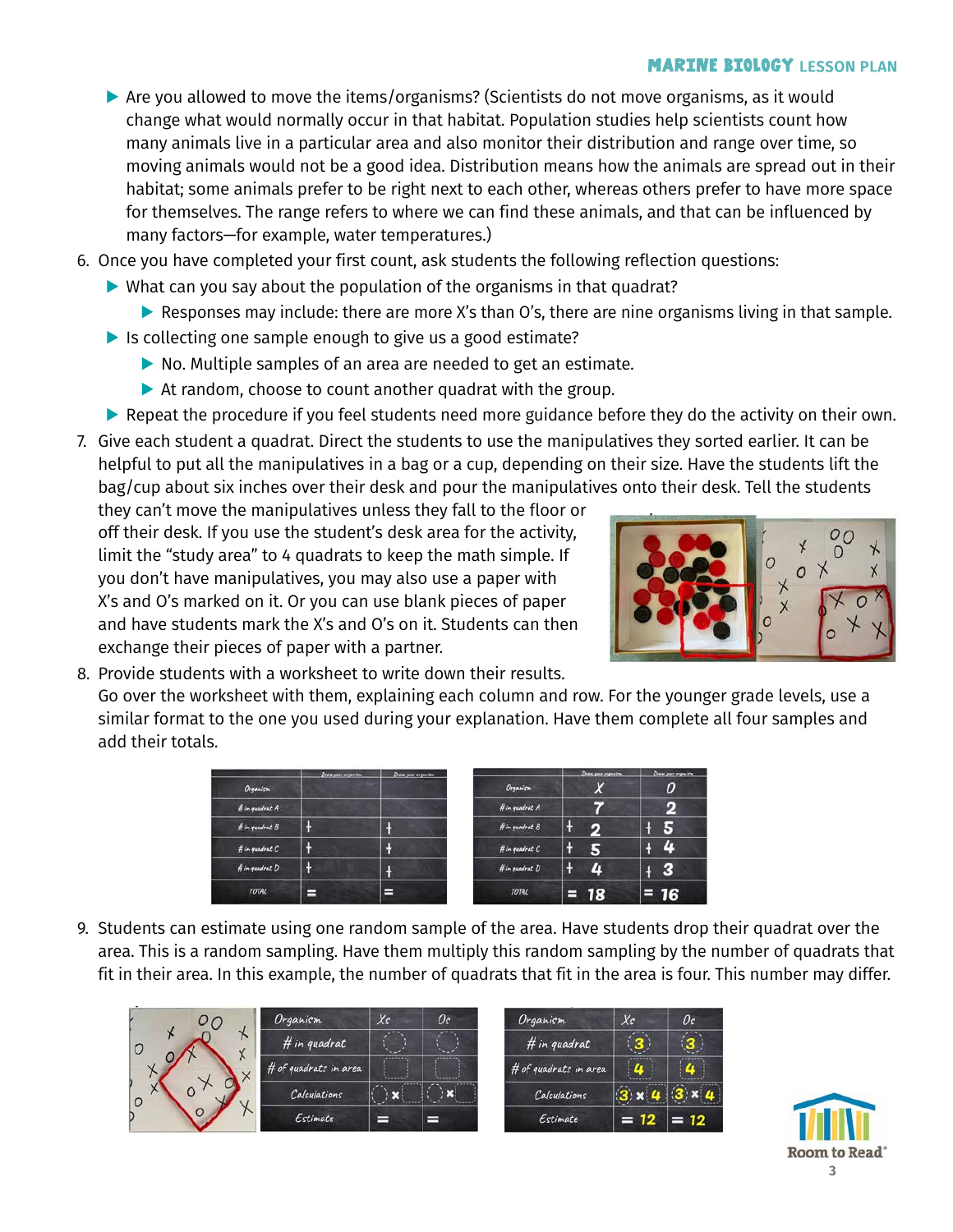- Are you allowed to move the items/organisms? (Scientists do not move organisms, as it would change what would normally occur in that habitat. Population studies help scientists count how many animals live in a particular area and also monitor their distribution and range over time, so moving animals would not be a good idea. Distribution means how the animals are spread out in their habitat; some animals prefer to be right next to each other, whereas others prefer to have more space for themselves. The range refers to where we can find these animals, and that can be influenced by many factors—for example, water temperatures.)

6. Once you have completed your first count, ask students the following reflection questions:
   - What can you say about the population of the organisms in that quadrat?
     - Responses may include: there are more X's than O's, there are nine organisms living in that sample.
   - Is collecting one sample enough to give us a good estimate?
     - No. Multiple samples of an area are needed to get an estimate.
     - At random, choose to count another quadrat with the group.
   - Repeat the procedure if you feel students need more guidance before they do the activity on their own.

7. Give each student a quadrat. Direct the students to use the manipulatives they sorted earlier. It can be helpful to put all the manipulatives in a bag or a cup, depending on their size. Have the students lift the bag/cup about six inches over their desk and pour the manipulatives onto their desk. Tell the students they can't move the manipulatives unless they fall to the floor or off their desk. If you use the student's desk area for the activity, limit the "study area" to 4 quadrats to keep the math simple. If you don't have manipulatives, you may also use a paper with X's and O's marked on it. Or you can use blank pieces of paper and have students mark the X's and O's on it. Students can then exchange their pieces of paper with a partner.

8. Provide students with a worksheet to write down their results. Go over the worksheet with them, explaining each column and row. For the younger grade levels, use a similar format to the one you used during your explanation. Have them complete all four samples and add their totals.

| Organism | Draw your organism | Draw your organism |
|---|---|---|
| # in quadrat A | | |
| # in quadrat B | + | + |
| # in quadrat C | + | + |
| # in quadrat D | + | + |
| TOTAL | = | = |

| Organism | X | O |
|---|---|---|
| # in quadrat A | 7 | 2 |
| # in quadrat B | + 2 | + 5 |
| # in quadrat C | + 5 | + 4 |
| # in quadrat D | + 4 | + 3 |
| TOTAL | = 18 | = 16 |

9. Students can estimate using one random sample of the area. Have students drop their quadrat over the area. This is a random sampling. Have them multiply this random sampling by the number of quadrats that fit in their area. In this example, the number of quadrats that fit in the area is four. This number may differ.

| Organism | Xs | Os |
|---|---|---|
| # in quadrat | | |
| # of quadrats in area | | |
| Calculations | × | × |
| Estimate | = | = |

| Organism | Xs | Os |
|---|---|---|
| # in quadrat | 3 | 3 |
| # of quadrats in area | 4 | 4 |
| Calculations | 3 × 4 | 3 × 4 |
| Estimate | = 12 | = 12 |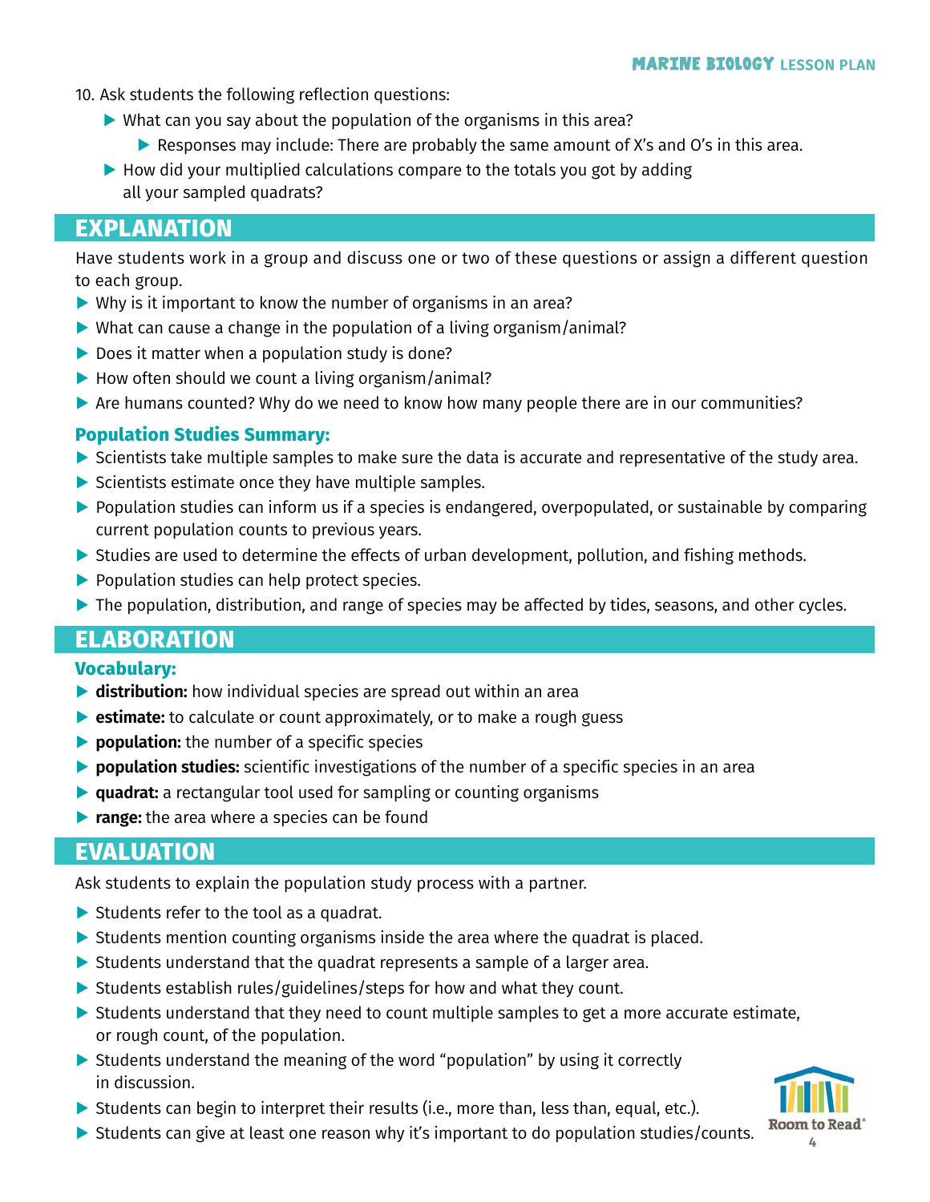10. Ask students the following reflection questions:
    - What can you say about the population of the organisms in this area?
        - Responses may include: There are probably the same amount of X's and O's in this area.
    - How did your multiplied calculations compare to the totals you got by adding all your sampled quadrats?

## EXPLANATION

Have students work in a group and discuss one or two of these questions or assign a different question to each group.

- Why is it important to know the number of organisms in an area?
- What can cause a change in the population of a living organism/animal?
- Does it matter when a population study is done?
- How often should we count a living organism/animal?
- Are humans counted? Why do we need to know how many people there are in our communities?

### Population Studies Summary:

- Scientists take multiple samples to make sure the data is accurate and representative of the study area.
- Scientists estimate once they have multiple samples.
- Population studies can inform us if a species is endangered, overpopulated, or sustainable by comparing current population counts to previous years.
- Studies are used to determine the effects of urban development, pollution, and fishing methods.
- Population studies can help protect species.
- The population, distribution, and range of species may be affected by tides, seasons, and other cycles.

## ELABORATION

### Vocabulary:

- **distribution:** how individual species are spread out within an area
- **estimate:** to calculate or count approximately, or to make a rough guess
- **population:** the number of a specific species
- **population studies:** scientific investigations of the number of a specific species in an area
- **quadrat:** a rectangular tool used for sampling or counting organisms
- **range:** the area where a species can be found

## EVALUATION

Ask students to explain the population study process with a partner.

- Students refer to the tool as a quadrat.
- Students mention counting organisms inside the area where the quadrat is placed.
- Students understand that the quadrat represents a sample of a larger area.
- Students establish rules/guidelines/steps for how and what they count.
- Students understand that they need to count multiple samples to get a more accurate estimate, or rough count, of the population.
- Students understand the meaning of the word "population" by using it correctly in discussion.
- Students can begin to interpret their results (i.e., more than, less than, equal, etc.).
- Students can give at least one reason why it's important to do population studies/counts.